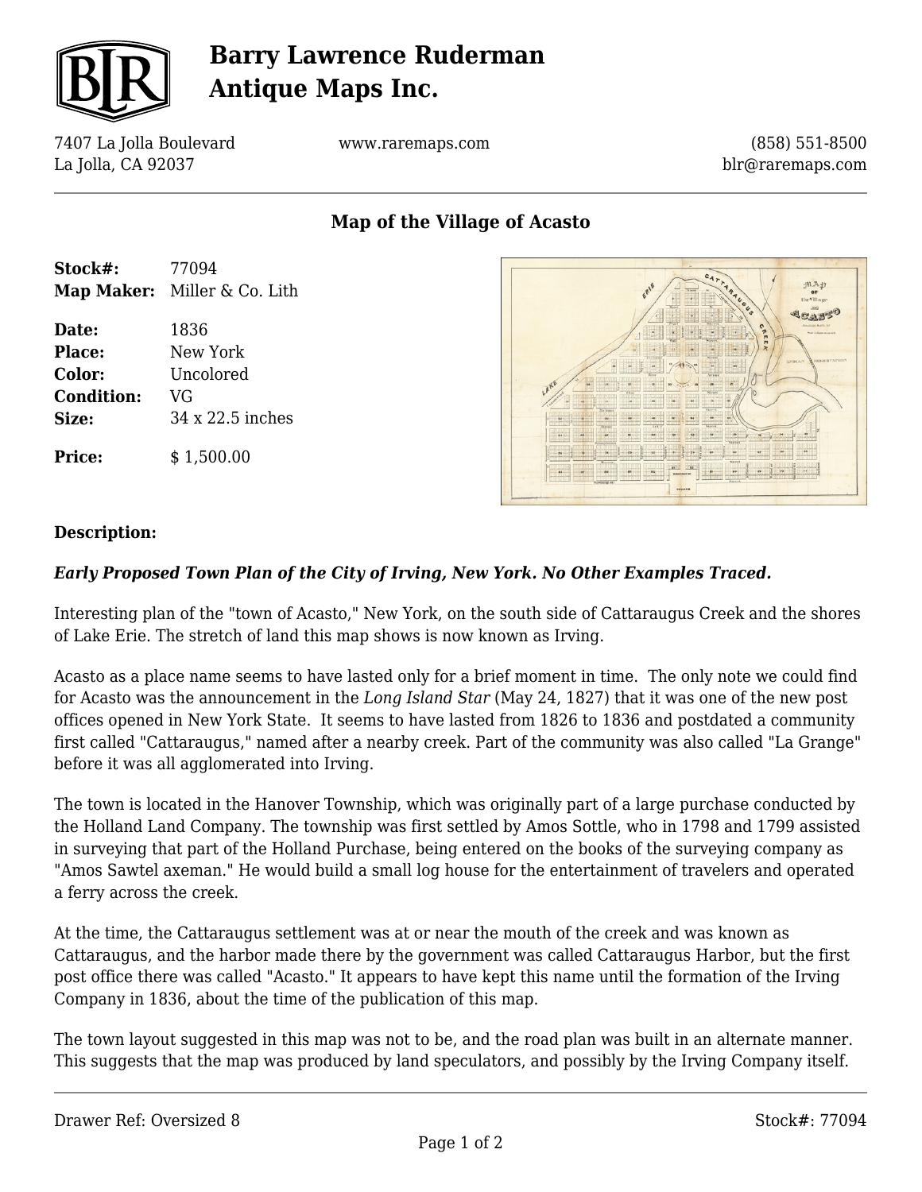# Barry Lawrence Ruderman Antique Maps Inc.

7407 La Jolla Boulevard
La Jolla, CA 92037

www.raremaps.com

(858) 551-8500
blr@raremaps.com

## Map of the Village of Acasto

| | |
|---|---|
| **Stock#:** | 77094 |
| **Map Maker:** | Miller & Co. Lith |
| **Date:** | 1836 |
| **Place:** | New York |
| **Color:** | Uncolored |
| **Condition:** | VG |
| **Size:** | 34 x 22.5 inches |
| **Price:** | $ 1,500.00 |

**Description:**

***Early Proposed Town Plan of the City of Irving, New York. No Other Examples Traced.***

Interesting plan of the "town of Acasto," New York, on the south side of Cattaraugus Creek and the shores of Lake Erie. The stretch of land this map shows is now known as Irving.

Acasto as a place name seems to have lasted only for a brief moment in time. The only note we could find for Acasto was the announcement in the *Long Island Star* (May 24, 1827) that it was one of the new post offices opened in New York State. It seems to have lasted from 1826 to 1836 and postdated a community first called "Cattaraugus," named after a nearby creek. Part of the community was also called "La Grange" before it was all agglomerated into Irving.

The town is located in the Hanover Township, which was originally part of a large purchase conducted by the Holland Land Company. The township was first settled by Amos Sottle, who in 1798 and 1799 assisted in surveying that part of the Holland Purchase, being entered on the books of the surveying company as "Amos Sawtel axeman." He would build a small log house for the entertainment of travelers and operated a ferry across the creek.

At the time, the Cattaraugus settlement was at or near the mouth of the creek and was known as Cattaraugus, and the harbor made there by the government was called Cattaraugus Harbor, but the first post office there was called "Acasto." It appears to have kept this name until the formation of the Irving Company in 1836, about the time of the publication of this map.

The town layout suggested in this map was not to be, and the road plan was built in an alternate manner. This suggests that the map was produced by land speculators, and possibly by the Irving Company itself.

Drawer Ref: Oversized 8

Stock#: 77094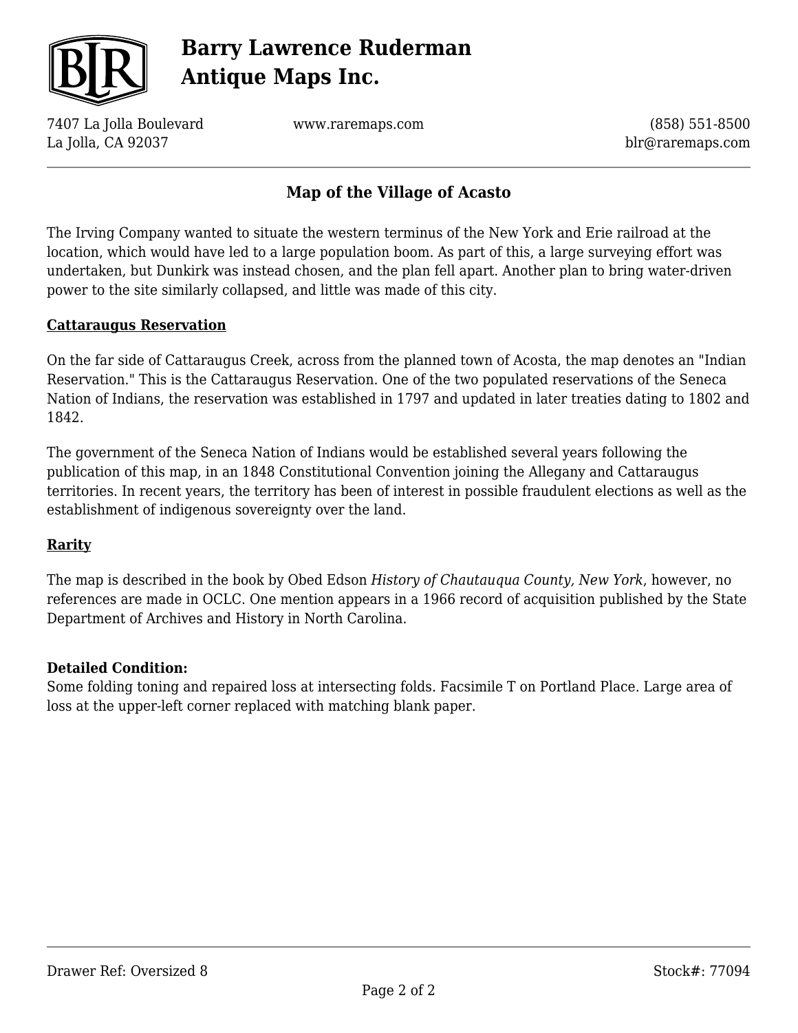## Map of the Village of Acasto

The Irving Company wanted to situate the western terminus of the New York and Erie railroad at the location, which would have led to a large population boom. As part of this, a large surveying effort was undertaken, but Dunkirk was instead chosen, and the plan fell apart. Another plan to bring water-driven power to the site similarly collapsed, and little was made of this city.

### Cattaraugus Reservation

On the far side of Cattaraugus Creek, across from the planned town of Acosta, the map denotes an "Indian Reservation." This is the Cattaraugus Reservation. One of the two populated reservations of the Seneca Nation of Indians, the reservation was established in 1797 and updated in later treaties dating to 1802 and 1842.

The government of the Seneca Nation of Indians would be established several years following the publication of this map, in an 1848 Constitutional Convention joining the Allegany and Cattaraugus territories. In recent years, the territory has been of interest in possible fraudulent elections as well as the establishment of indigenous sovereignty over the land.

### Rarity

The map is described in the book by Obed Edson *History of Chautauqua County, New York*, however, no references are made in OCLC. One mention appears in a 1966 record of acquisition published by the State Department of Archives and History in North Carolina.

**Detailed Condition:**
Some folding toning and repaired loss at intersecting folds. Facsimile T on Portland Place. Large area of loss at the upper-left corner replaced with matching blank paper.

Drawer Ref: Oversized 8

Stock#: 77094